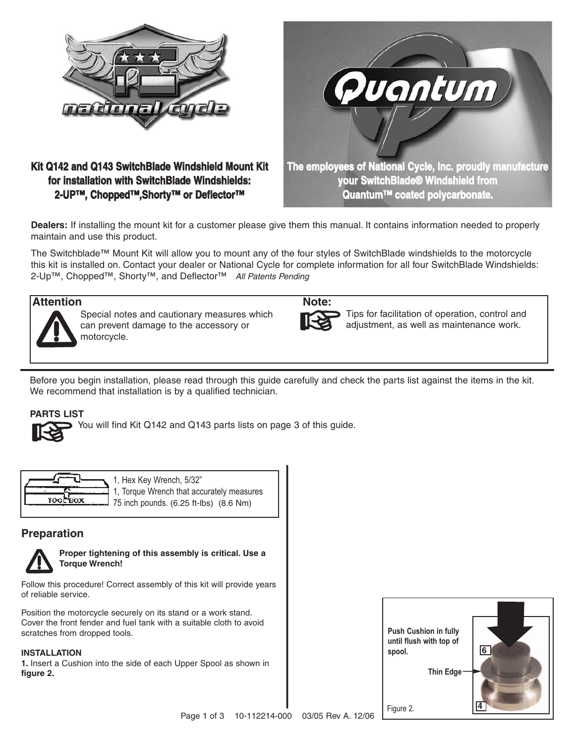# Kit Q142 and Q143 SwitchBlade Windshield Mount Kit for installation with SwitchBlade Windshields: 2-UP™, Chopped™,Shorty™ or Deflector™

The employees of National Cycle, Inc. proudly manufacture your SwitchBlade® Windshield from Quantum™ coated polycarbonate.

**Dealers:** If installing the mount kit for a customer please give them this manual. It contains information needed to properly maintain and use this product.

The Switchblade™ Mount Kit will allow you to mount any of the four styles of SwitchBlade windshields to the motorcycle this kit is installed on. Contact your dealer or National Cycle for complete information for all four SwitchBlade Windshields: 2-Up™, Chopped™, Shorty™, and Deflector™ *All Patents Pending*

**Attention**
Special notes and cautionary measures which can prevent damage to the accessory or motorcycle.

**Note:**
Tips for facilitation of operation, control and adjustment, as well as maintenance work.

Before you begin installation, please read through this guide carefully and check the parts list against the items in the kit. We recommend that installation is by a qualified technician.

**PARTS LIST**

You will find Kit Q142 and Q143 parts lists on page 3 of this guide.

TOOL BOX

1, Hex Key Wrench, 5/32”
1, Torque Wrench that accurately measures 75 inch pounds. (6.25 ft-lbs) (8.6 Nm)

## Preparation

**Proper tightening of this assembly is critical. Use a Torque Wrench!**

Follow this procedure! Correct assembly of this kit will provide years of reliable service.

Position the motorcycle securely on its stand or a work stand. Cover the front fender and fuel tank with a suitable cloth to avoid scratches from dropped tools.

**INSTALLATION**

**1.** Insert a Cushion into the side of each Upper Spool as shown in **figure 2.**

**Push Cushion in fully until flush with top of spool.**

Thin Edge

6

4

Figure 2.

10-112214-000 03/05 Rev A. 12/06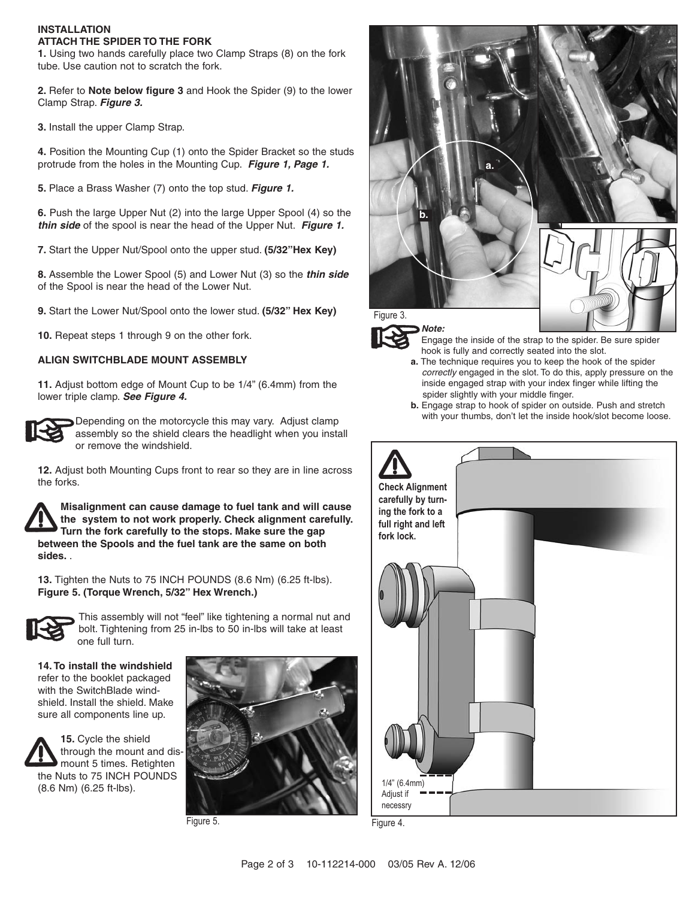## INSTALLATION

### ATTACH THE SPIDER TO THE FORK

**1.** Using two hands carefully place two Clamp Straps (8) on the fork tube. Use caution not to scratch the fork.

**2.** Refer to **Note below figure 3** and Hook the Spider (9) to the lower Clamp Strap. ***Figure 3.***

**3.** Install the upper Clamp Strap.

**4.** Position the Mounting Cup (1) onto the Spider Bracket so the studs protrude from the holes in the Mounting Cup. ***Figure 1, Page 1.***

**5.** Place a Brass Washer (7) onto the top stud. ***Figure 1.***

**6.** Push the large Upper Nut (2) into the large Upper Spool (4) so the ***thin side*** of the spool is near the head of the Upper Nut. ***Figure 1.***

**7.** Start the Upper Nut/Spool onto the upper stud. **(5/32"Hex Key)**

**8.** Assemble the Lower Spool (5) and Lower Nut (3) so the ***thin side*** of the Spool is near the head of the Lower Nut.

**9.** Start the Lower Nut/Spool onto the lower stud. **(5/32" Hex Key)**

**10.** Repeat steps 1 through 9 on the other fork.

Figure 3.

***Note:***
Engage the inside of the strap to the spider. Be sure spider hook is fully and correctly seated into the slot.

**a.** The technique requires you to keep the hook of the spider *correctly* engaged in the slot. To do this, apply pressure on the inside engaged strap with your index finger while lifting the spider slightly with your middle finger.

**b.** Engage strap to hook of spider on outside. Push and stretch with your thumbs, don't let the inside hook/slot become loose.

### ALIGN SWITCHBLADE MOUNT ASSEMBLY

**11.** Adjust bottom edge of Mount Cup to be 1/4" (6.4mm) from the lower triple clamp. ***See Figure 4.***

Depending on the motorcycle this may vary. Adjust clamp assembly so the shield clears the headlight when you install or remove the windshield.

**12.** Adjust both Mounting Cups front to rear so they are in line across the forks.

**Misalignment can cause damage to fuel tank and will cause the system to not work properly. Check alignment carefully. Turn the fork carefully to the stops. Make sure the gap between the Spools and the fuel tank are the same on both sides.** .

**13.** Tighten the Nuts to 75 INCH POUNDS (8.6 Nm) (6.25 ft-lbs). **Figure 5. (Torque Wrench, 5/32" Hex Wrench.)**

This assembly will not "feel" like tightening a normal nut and bolt. Tightening from 25 in-lbs to 50 in-lbs will take at least one full turn.

**14. To install the windshield** refer to the booklet packaged with the SwitchBlade windshield. Install the shield. Make sure all components line up.

**15.** Cycle the shield through the mount and dismount 5 times. Retighten the Nuts to 75 INCH POUNDS (8.6 Nm) (6.25 ft-lbs).

Figure 5.

**Check Alignment carefully by turning the fork to a full right and left fork lock.**

1/4" (6.4mm) Adjust if necessry

Figure 4.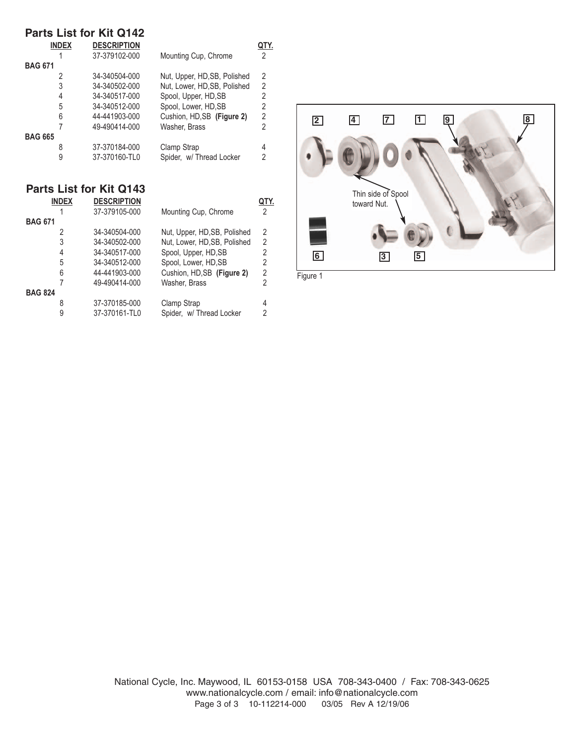## Parts List for Kit Q142

| INDEX | DESCRIPTION | | QTY. |
|---|---|---|---|
| 1 | 37-379102-000 | Mounting Cup, Chrome | 2 |
| **BAG 671** | | | |
| 2 | 34-340504-000 | Nut, Upper, HD,SB, Polished | 2 |
| 3 | 34-340502-000 | Nut, Lower, HD,SB, Polished | 2 |
| 4 | 34-340517-000 | Spool, Upper, HD,SB | 2 |
| 5 | 34-340512-000 | Spool, Lower, HD,SB | 2 |
| 6 | 44-441903-000 | Cushion, HD,SB **(Figure 2)** | 2 |
| 7 | 49-490414-000 | Washer, Brass | 2 |
| **BAG 665** | | | |
| 8 | 37-370184-000 | Clamp Strap | 4 |
| 9 | 37-370160-TL0 | Spider, w/ Thread Locker | 2 |

## Parts List for Kit Q143

| INDEX | DESCRIPTION | | QTY. |
|---|---|---|---|
| 1 | 37-379105-000 | Mounting Cup, Chrome | 2 |
| **BAG 671** | | | |
| 2 | 34-340504-000 | Nut, Upper, HD,SB, Polished | 2 |
| 3 | 34-340502-000 | Nut, Lower, HD,SB, Polished | 2 |
| 4 | 34-340517-000 | Spool, Upper, HD,SB | 2 |
| 5 | 34-340512-000 | Spool, Lower, HD,SB | 2 |
| 6 | 44-441903-000 | Cushion, HD,SB **(Figure 2)** | 2 |
| 7 | 49-490414-000 | Washer, Brass | 2 |
| **BAG 824** | | | |
| 8 | 37-370185-000 | Clamp Strap | 4 |
| 9 | 37-370161-TL0 | Spider, w/ Thread Locker | 2 |

2 4 7 1 9 8

Thin side of Spool toward Nut.

6 3 5

Figure 1

National Cycle, Inc. Maywood, IL 60153-0158 USA 708-343-0400 / Fax: 708-343-0625
www.nationalcycle.com / email: info@nationalcycle.com
10-112214-000 03/05 Rev A 12/19/06